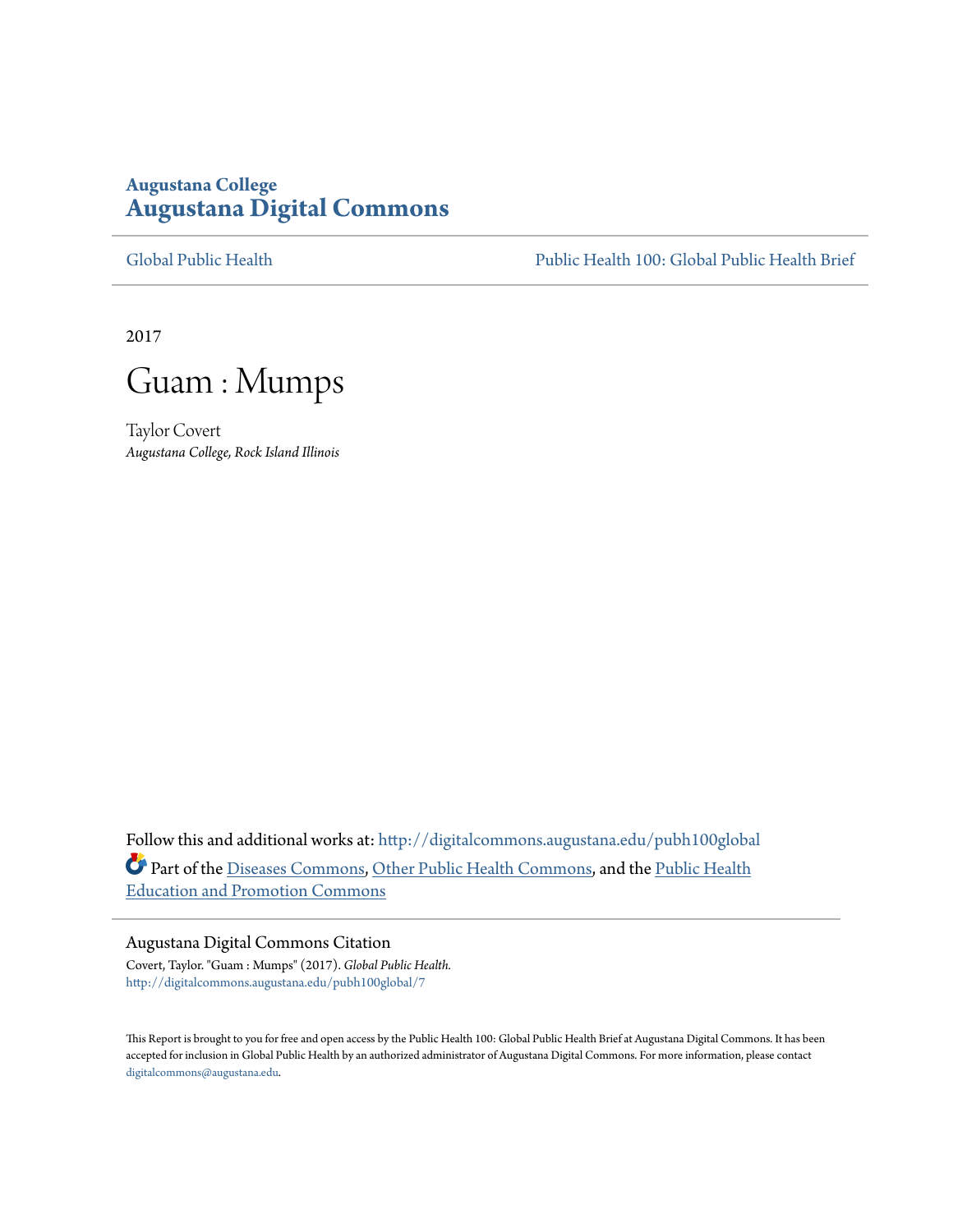**Augustana College**
# Augustana Digital Commons

Global Public Health | Public Health 100: Global Public Health Brief

2017

# Guam : Mumps

Taylor Covert
*Augustana College, Rock Island Illinois*

Follow this and additional works at: http://digitalcommons.augustana.edu/pubh100global

Part of the Diseases Commons, Other Public Health Commons, and the Public Health Education and Promotion Commons

## Augustana Digital Commons Citation

Covert, Taylor. "Guam : Mumps" (2017). *Global Public Health.*
http://digitalcommons.augustana.edu/pubh100global/7

This Report is brought to you for free and open access by the Public Health 100: Global Public Health Brief at Augustana Digital Commons. It has been accepted for inclusion in Global Public Health by an authorized administrator of Augustana Digital Commons. For more information, please contact digitalcommons@augustana.edu.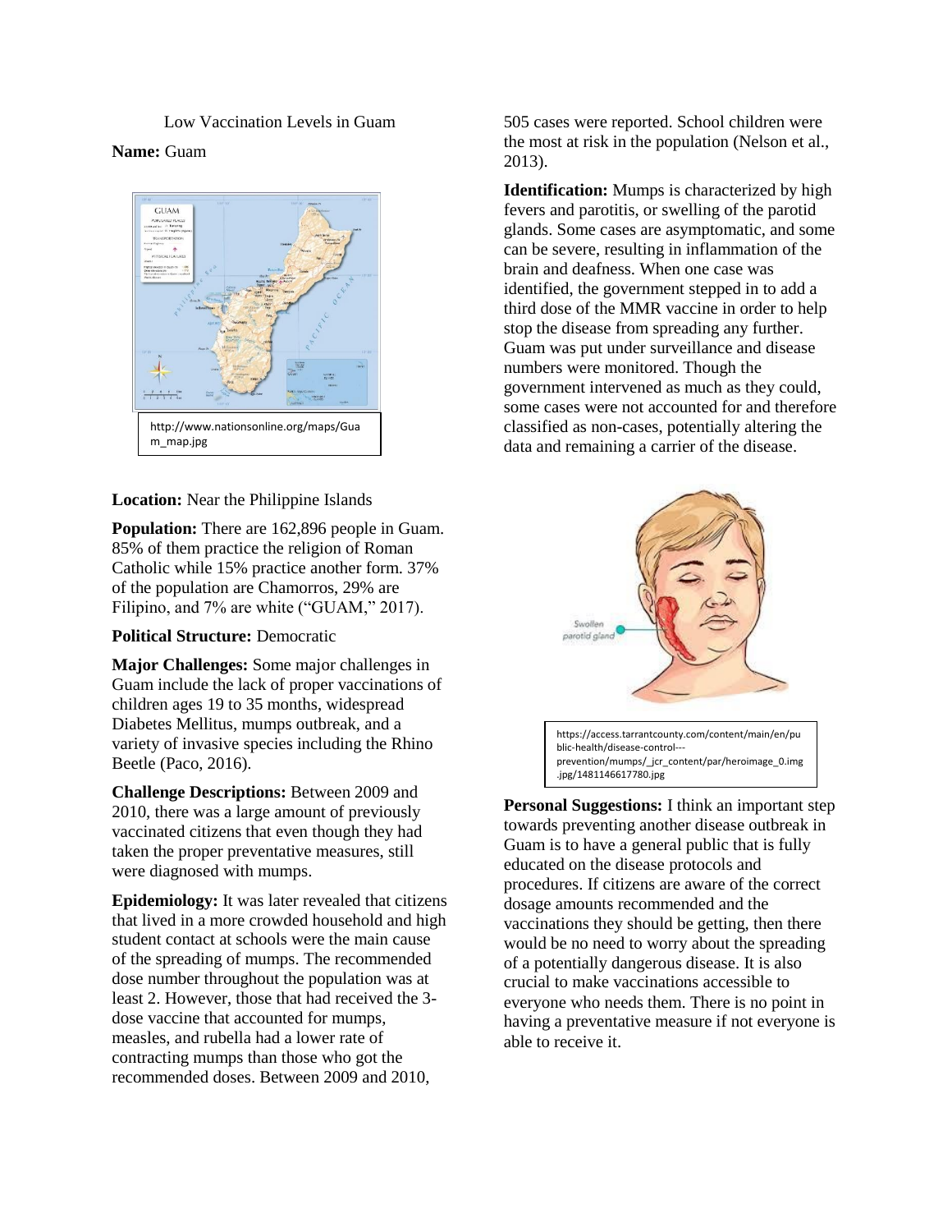Low Vaccination Levels in Guam

**Name:** Guam

http://www.nationsonline.org/maps/Guam_map.jpg

**Location:** Near the Philippine Islands

**Population:** There are 162,896 people in Guam. 85% of them practice the religion of Roman Catholic while 15% practice another form. 37% of the population are Chamorros, 29% are Filipino, and 7% are white ("GUAM," 2017).

**Political Structure:** Democratic

**Major Challenges:** Some major challenges in Guam include the lack of proper vaccinations of children ages 19 to 35 months, widespread Diabetes Mellitus, mumps outbreak, and a variety of invasive species including the Rhino Beetle (Paco, 2016).

**Challenge Descriptions:** Between 2009 and 2010, there was a large amount of previously vaccinated citizens that even though they had taken the proper preventative measures, still were diagnosed with mumps.

**Epidemiology:** It was later revealed that citizens that lived in a more crowded household and high student contact at schools were the main cause of the spreading of mumps. The recommended dose number throughout the population was at least 2. However, those that had received the 3-dose vaccine that accounted for mumps, measles, and rubella had a lower rate of contracting mumps than those who got the recommended doses. Between 2009 and 2010, 505 cases were reported. School children were the most at risk in the population (Nelson et al., 2013).

**Identification:** Mumps is characterized by high fevers and parotitis, or swelling of the parotid glands. Some cases are asymptomatic, and some can be severe, resulting in inflammation of the brain and deafness. When one case was identified, the government stepped in to add a third dose of the MMR vaccine in order to help stop the disease from spreading any further. Guam was put under surveillance and disease numbers were monitored. Though the government intervened as much as they could, some cases were not accounted for and therefore classified as non-cases, potentially altering the data and remaining a carrier of the disease.

https://access.tarrantcounty.com/content/main/en/public-health/disease-control---prevention/mumps/_jcr_content/par/heroimage_0.img.jpg/1481146617780.jpg

**Personal Suggestions:** I think an important step towards preventing another disease outbreak in Guam is to have a general public that is fully educated on the disease protocols and procedures. If citizens are aware of the correct dosage amounts recommended and the vaccinations they should be getting, then there would be no need to worry about the spreading of a potentially dangerous disease. It is also crucial to make vaccinations accessible to everyone who needs them. There is no point in having a preventative measure if not everyone is able to receive it.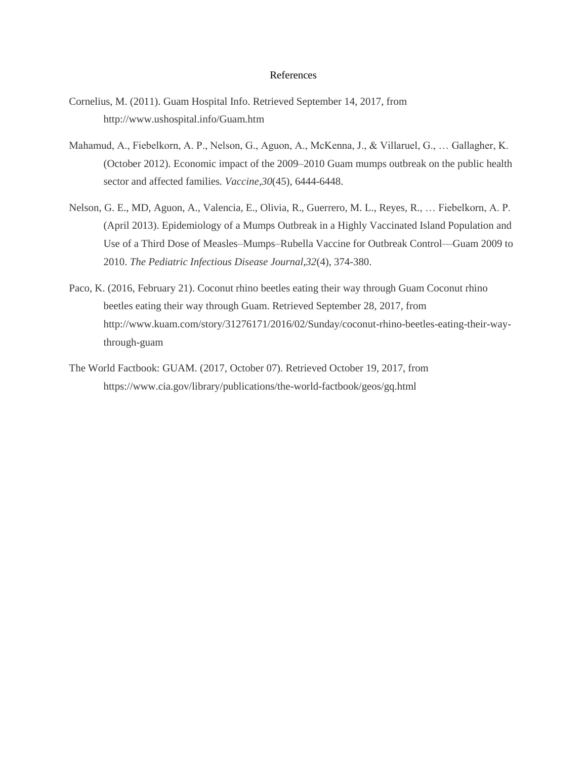# References

Cornelius, M. (2011). Guam Hospital Info. Retrieved September 14, 2017, from http://www.ushospital.info/Guam.htm

Mahamud, A., Fiebelkorn, A. P., Nelson, G., Aguon, A., McKenna, J., & Villaruel, G., … Gallagher, K. (October 2012). Economic impact of the 2009–2010 Guam mumps outbreak on the public health sector and affected families. *Vaccine,30*(45), 6444-6448.

Nelson, G. E., MD, Aguon, A., Valencia, E., Olivia, R., Guerrero, M. L., Reyes, R., … Fiebelkorn, A. P. (April 2013). Epidemiology of a Mumps Outbreak in a Highly Vaccinated Island Population and Use of a Third Dose of Measles–Mumps–Rubella Vaccine for Outbreak Control—Guam 2009 to 2010. *The Pediatric Infectious Disease Journal,32*(4), 374-380.

Paco, K. (2016, February 21). Coconut rhino beetles eating their way through Guam Coconut rhino beetles eating their way through Guam. Retrieved September 28, 2017, from http://www.kuam.com/story/31276171/2016/02/Sunday/coconut-rhino-beetles-eating-their-way-through-guam

The World Factbook: GUAM. (2017, October 07). Retrieved October 19, 2017, from https://www.cia.gov/library/publications/the-world-factbook/geos/gq.html